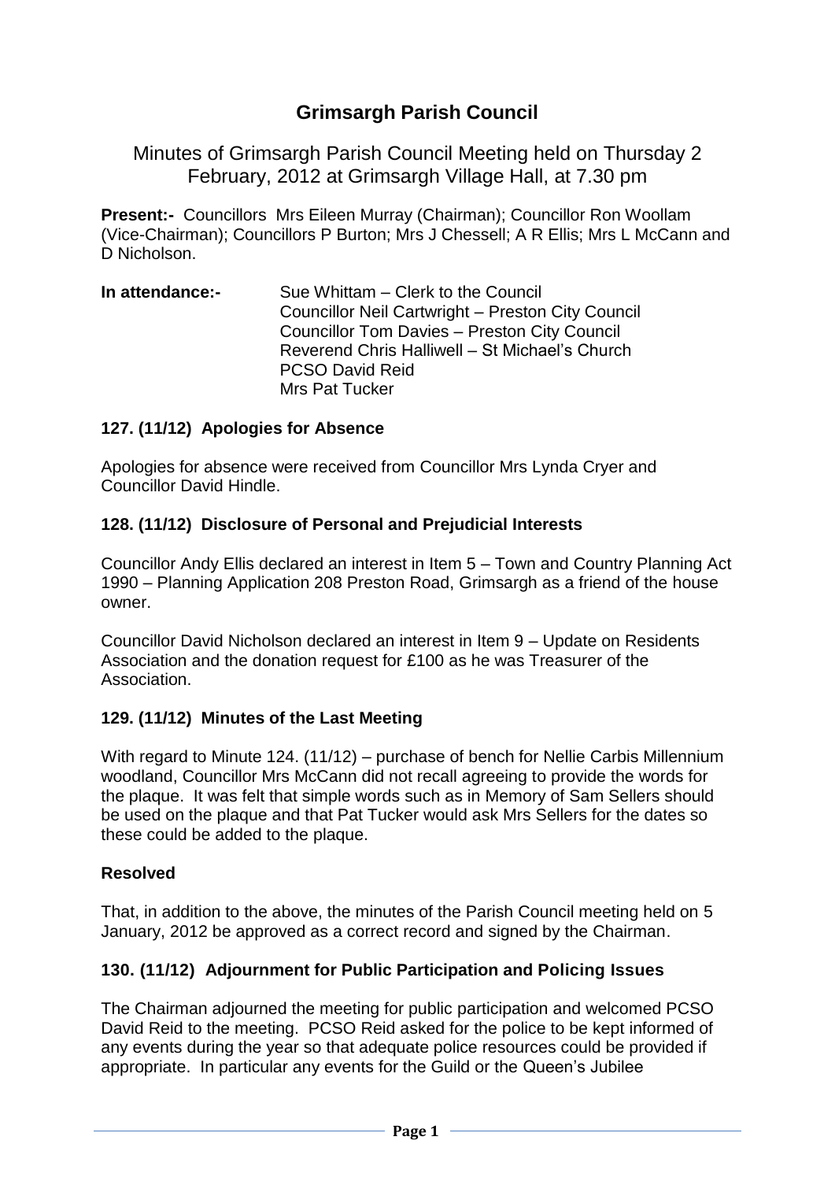# Grimsargh Parish Council

Minutes of Grimsargh Parish Council Meeting held on Thursday 2 February, 2012 at Grimsargh Village Hall, at 7.30 pm

**Present:-** Councillors Mrs Eileen Murray (Chairman); Councillor Ron Woollam (Vice-Chairman); Councillors P Burton; Mrs J Chessell; A R Ellis; Mrs L McCann and D Nicholson.

**In attendance:-** Sue Whittam – Clerk to the Council
Councillor Neil Cartwright – Preston City Council
Councillor Tom Davies – Preston City Council
Reverend Chris Halliwell – St Michael's Church
PCSO David Reid
Mrs Pat Tucker

### 127. (11/12) Apologies for Absence

Apologies for absence were received from Councillor Mrs Lynda Cryer and Councillor David Hindle.

### 128. (11/12) Disclosure of Personal and Prejudicial Interests

Councillor Andy Ellis declared an interest in Item 5 – Town and Country Planning Act 1990 – Planning Application 208 Preston Road, Grimsargh as a friend of the house owner.

Councillor David Nicholson declared an interest in Item 9 – Update on Residents Association and the donation request for £100 as he was Treasurer of the Association.

### 129. (11/12) Minutes of the Last Meeting

With regard to Minute 124. (11/12) – purchase of bench for Nellie Carbis Millennium woodland, Councillor Mrs McCann did not recall agreeing to provide the words for the plaque. It was felt that simple words such as in Memory of Sam Sellers should be used on the plaque and that Pat Tucker would ask Mrs Sellers for the dates so these could be added to the plaque.

**Resolved**

That, in addition to the above, the minutes of the Parish Council meeting held on 5 January, 2012 be approved as a correct record and signed by the Chairman.

### 130. (11/12) Adjournment for Public Participation and Policing Issues

The Chairman adjourned the meeting for public participation and welcomed PCSO David Reid to the meeting. PCSO Reid asked for the police to be kept informed of any events during the year so that adequate police resources could be provided if appropriate. In particular any events for the Guild or the Queen's Jubilee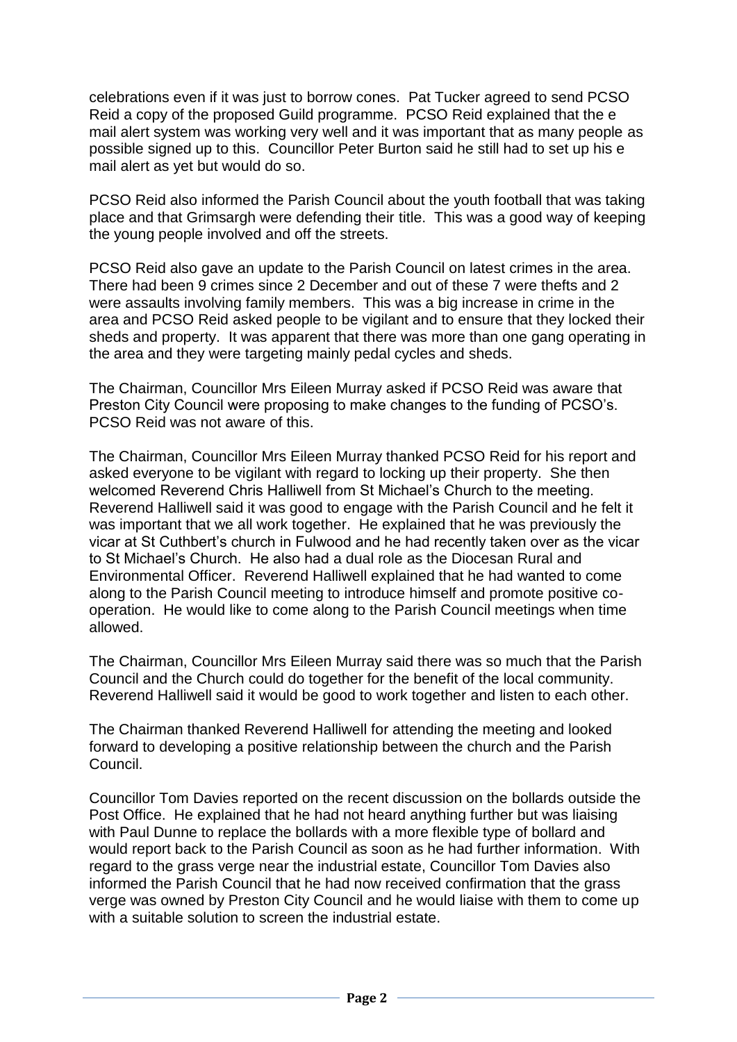celebrations even if it was just to borrow cones. Pat Tucker agreed to send PCSO Reid a copy of the proposed Guild programme. PCSO Reid explained that the e mail alert system was working very well and it was important that as many people as possible signed up to this. Councillor Peter Burton said he still had to set up his e mail alert as yet but would do so.

PCSO Reid also informed the Parish Council about the youth football that was taking place and that Grimsargh were defending their title. This was a good way of keeping the young people involved and off the streets.

PCSO Reid also gave an update to the Parish Council on latest crimes in the area. There had been 9 crimes since 2 December and out of these 7 were thefts and 2 were assaults involving family members. This was a big increase in crime in the area and PCSO Reid asked people to be vigilant and to ensure that they locked their sheds and property. It was apparent that there was more than one gang operating in the area and they were targeting mainly pedal cycles and sheds.

The Chairman, Councillor Mrs Eileen Murray asked if PCSO Reid was aware that Preston City Council were proposing to make changes to the funding of PCSO's. PCSO Reid was not aware of this.

The Chairman, Councillor Mrs Eileen Murray thanked PCSO Reid for his report and asked everyone to be vigilant with regard to locking up their property. She then welcomed Reverend Chris Halliwell from St Michael's Church to the meeting. Reverend Halliwell said it was good to engage with the Parish Council and he felt it was important that we all work together. He explained that he was previously the vicar at St Cuthbert's church in Fulwood and he had recently taken over as the vicar to St Michael's Church. He also had a dual role as the Diocesan Rural and Environmental Officer. Reverend Halliwell explained that he had wanted to come along to the Parish Council meeting to introduce himself and promote positive co-operation. He would like to come along to the Parish Council meetings when time allowed.

The Chairman, Councillor Mrs Eileen Murray said there was so much that the Parish Council and the Church could do together for the benefit of the local community. Reverend Halliwell said it would be good to work together and listen to each other.

The Chairman thanked Reverend Halliwell for attending the meeting and looked forward to developing a positive relationship between the church and the Parish Council.

Councillor Tom Davies reported on the recent discussion on the bollards outside the Post Office. He explained that he had not heard anything further but was liaising with Paul Dunne to replace the bollards with a more flexible type of bollard and would report back to the Parish Council as soon as he had further information. With regard to the grass verge near the industrial estate, Councillor Tom Davies also informed the Parish Council that he had now received confirmation that the grass verge was owned by Preston City Council and he would liaise with them to come up with a suitable solution to screen the industrial estate.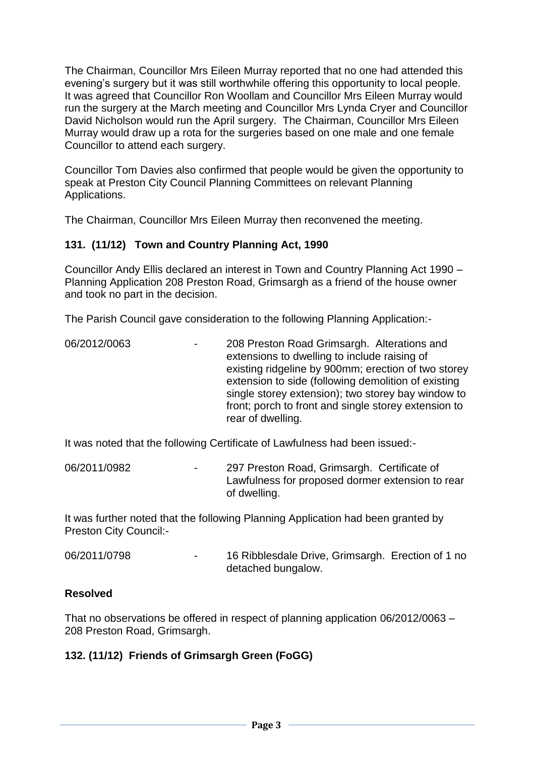The Chairman, Councillor Mrs Eileen Murray reported that no one had attended this evening's surgery but it was still worthwhile offering this opportunity to local people. It was agreed that Councillor Ron Woollam and Councillor Mrs Eileen Murray would run the surgery at the March meeting and Councillor Mrs Lynda Cryer and Councillor David Nicholson would run the April surgery. The Chairman, Councillor Mrs Eileen Murray would draw up a rota for the surgeries based on one male and one female Councillor to attend each surgery.

Councillor Tom Davies also confirmed that people would be given the opportunity to speak at Preston City Council Planning Committees on relevant Planning Applications.

The Chairman, Councillor Mrs Eileen Murray then reconvened the meeting.

### 131. (11/12) Town and Country Planning Act, 1990

Councillor Andy Ellis declared an interest in Town and Country Planning Act 1990 – Planning Application 208 Preston Road, Grimsargh as a friend of the house owner and took no part in the decision.

The Parish Council gave consideration to the following Planning Application:-

06/2012/0063 - 208 Preston Road Grimsargh. Alterations and extensions to dwelling to include raising of existing ridgeline by 900mm; erection of two storey extension to side (following demolition of existing single storey extension); two storey bay window to front; porch to front and single storey extension to rear of dwelling.

It was noted that the following Certificate of Lawfulness had been issued:-

06/2011/0982 - 297 Preston Road, Grimsargh. Certificate of Lawfulness for proposed dormer extension to rear of dwelling.

It was further noted that the following Planning Application had been granted by Preston City Council:-

06/2011/0798 - 16 Ribblesdale Drive, Grimsargh. Erection of 1 no detached bungalow.

**Resolved**

That no observations be offered in respect of planning application 06/2012/0063 – 208 Preston Road, Grimsargh.

### 132. (11/12) Friends of Grimsargh Green (FoGG)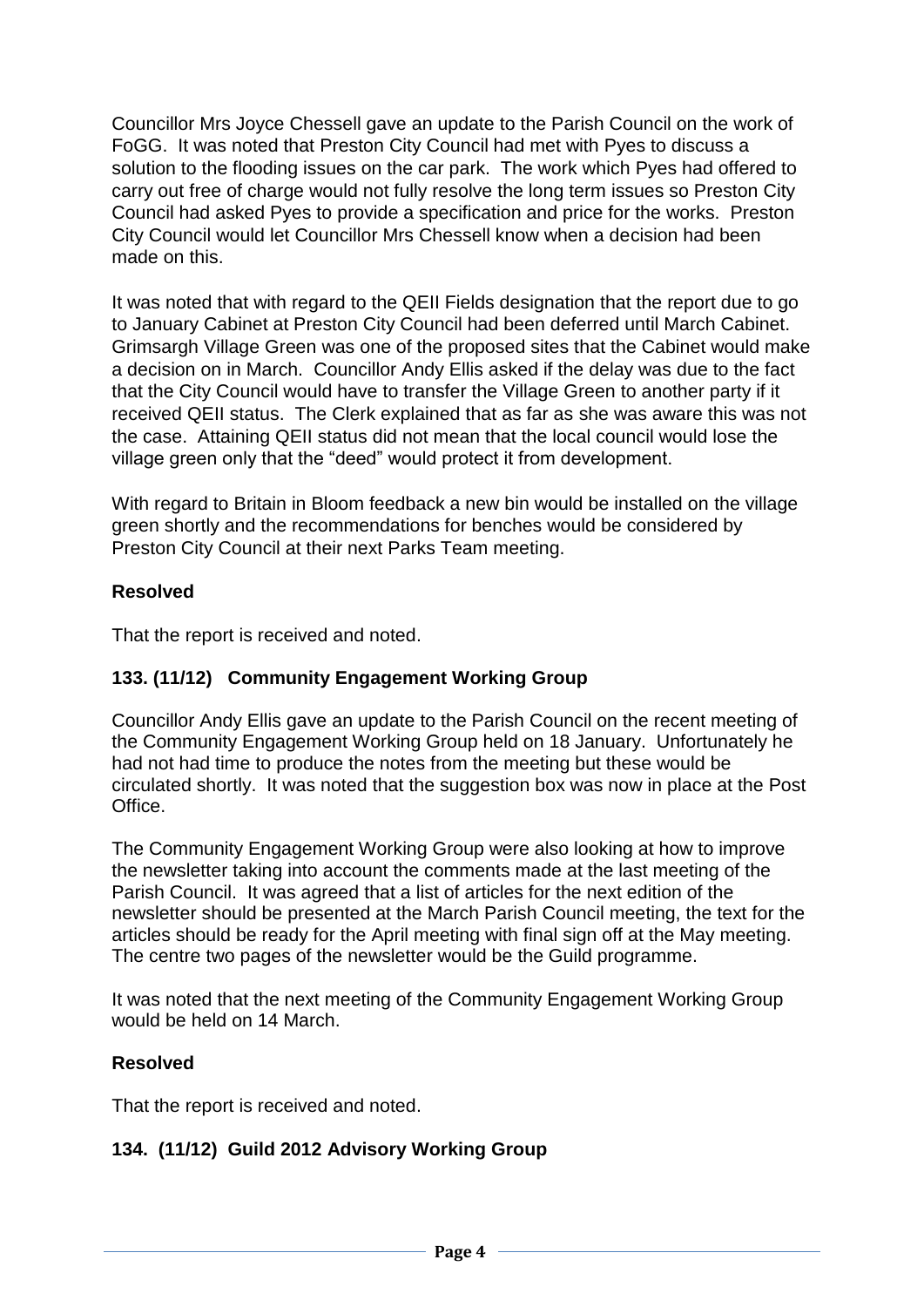Councillor Mrs Joyce Chessell gave an update to the Parish Council on the work of FoGG. It was noted that Preston City Council had met with Pyes to discuss a solution to the flooding issues on the car park. The work which Pyes had offered to carry out free of charge would not fully resolve the long term issues so Preston City Council had asked Pyes to provide a specification and price for the works. Preston City Council would let Councillor Mrs Chessell know when a decision had been made on this.

It was noted that with regard to the QEII Fields designation that the report due to go to January Cabinet at Preston City Council had been deferred until March Cabinet. Grimsargh Village Green was one of the proposed sites that the Cabinet would make a decision on in March. Councillor Andy Ellis asked if the delay was due to the fact that the City Council would have to transfer the Village Green to another party if it received QEII status. The Clerk explained that as far as she was aware this was not the case. Attaining QEII status did not mean that the local council would lose the village green only that the "deed" would protect it from development.

With regard to Britain in Bloom feedback a new bin would be installed on the village green shortly and the recommendations for benches would be considered by Preston City Council at their next Parks Team meeting.

**Resolved**

That the report is received and noted.

**133. (11/12) Community Engagement Working Group**

Councillor Andy Ellis gave an update to the Parish Council on the recent meeting of the Community Engagement Working Group held on 18 January. Unfortunately he had not had time to produce the notes from the meeting but these would be circulated shortly. It was noted that the suggestion box was now in place at the Post Office.

The Community Engagement Working Group were also looking at how to improve the newsletter taking into account the comments made at the last meeting of the Parish Council. It was agreed that a list of articles for the next edition of the newsletter should be presented at the March Parish Council meeting, the text for the articles should be ready for the April meeting with final sign off at the May meeting. The centre two pages of the newsletter would be the Guild programme.

It was noted that the next meeting of the Community Engagement Working Group would be held on 14 March.

**Resolved**

That the report is received and noted.

**134. (11/12) Guild 2012 Advisory Working Group**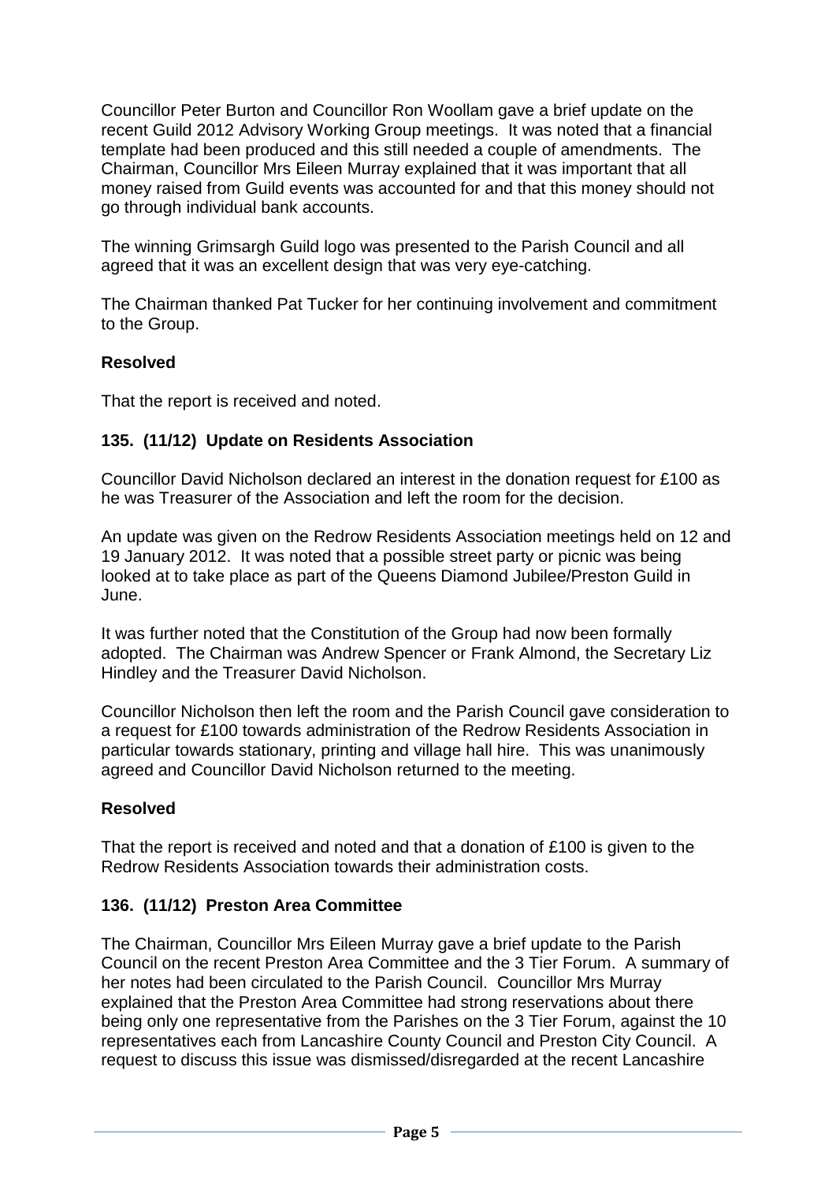Councillor Peter Burton and Councillor Ron Woollam gave a brief update on the recent Guild 2012 Advisory Working Group meetings. It was noted that a financial template had been produced and this still needed a couple of amendments. The Chairman, Councillor Mrs Eileen Murray explained that it was important that all money raised from Guild events was accounted for and that this money should not go through individual bank accounts.

The winning Grimsargh Guild logo was presented to the Parish Council and all agreed that it was an excellent design that was very eye-catching.

The Chairman thanked Pat Tucker for her continuing involvement and commitment to the Group.

**Resolved**

That the report is received and noted.

**135. (11/12) Update on Residents Association**

Councillor David Nicholson declared an interest in the donation request for £100 as he was Treasurer of the Association and left the room for the decision.

An update was given on the Redrow Residents Association meetings held on 12 and 19 January 2012. It was noted that a possible street party or picnic was being looked at to take place as part of the Queens Diamond Jubilee/Preston Guild in June.

It was further noted that the Constitution of the Group had now been formally adopted. The Chairman was Andrew Spencer or Frank Almond, the Secretary Liz Hindley and the Treasurer David Nicholson.

Councillor Nicholson then left the room and the Parish Council gave consideration to a request for £100 towards administration of the Redrow Residents Association in particular towards stationary, printing and village hall hire. This was unanimously agreed and Councillor David Nicholson returned to the meeting.

**Resolved**

That the report is received and noted and that a donation of £100 is given to the Redrow Residents Association towards their administration costs.

**136. (11/12) Preston Area Committee**

The Chairman, Councillor Mrs Eileen Murray gave a brief update to the Parish Council on the recent Preston Area Committee and the 3 Tier Forum. A summary of her notes had been circulated to the Parish Council. Councillor Mrs Murray explained that the Preston Area Committee had strong reservations about there being only one representative from the Parishes on the 3 Tier Forum, against the 10 representatives each from Lancashire County Council and Preston City Council. A request to discuss this issue was dismissed/disregarded at the recent Lancashire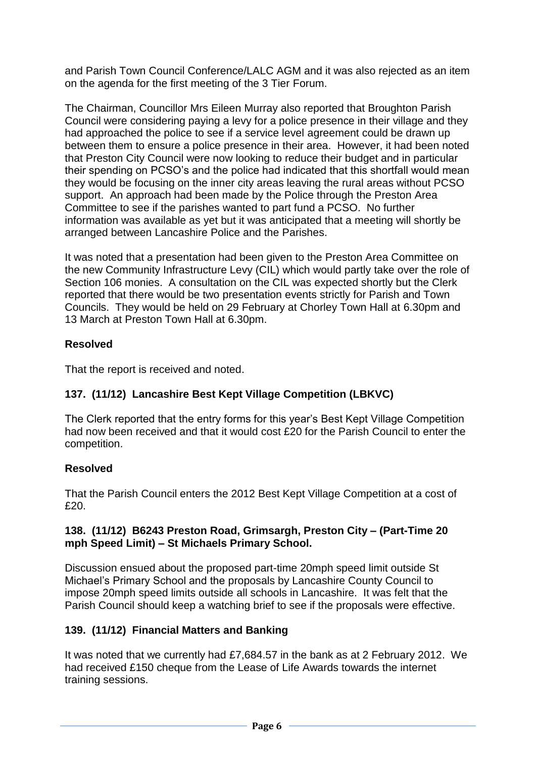and Parish Town Council Conference/LALC AGM and it was also rejected as an item on the agenda for the first meeting of the 3 Tier Forum.

The Chairman, Councillor Mrs Eileen Murray also reported that Broughton Parish Council were considering paying a levy for a police presence in their village and they had approached the police to see if a service level agreement could be drawn up between them to ensure a police presence in their area. However, it had been noted that Preston City Council were now looking to reduce their budget and in particular their spending on PCSO's and the police had indicated that this shortfall would mean they would be focusing on the inner city areas leaving the rural areas without PCSO support. An approach had been made by the Police through the Preston Area Committee to see if the parishes wanted to part fund a PCSO. No further information was available as yet but it was anticipated that a meeting will shortly be arranged between Lancashire Police and the Parishes.

It was noted that a presentation had been given to the Preston Area Committee on the new Community Infrastructure Levy (CIL) which would partly take over the role of Section 106 monies. A consultation on the CIL was expected shortly but the Clerk reported that there would be two presentation events strictly for Parish and Town Councils. They would be held on 29 February at Chorley Town Hall at 6.30pm and 13 March at Preston Town Hall at 6.30pm.

**Resolved**

That the report is received and noted.

### 137. (11/12) Lancashire Best Kept Village Competition (LBKVC)

The Clerk reported that the entry forms for this year's Best Kept Village Competition had now been received and that it would cost £20 for the Parish Council to enter the competition.

**Resolved**

That the Parish Council enters the 2012 Best Kept Village Competition at a cost of £20.

### 138. (11/12) B6243 Preston Road, Grimsargh, Preston City – (Part-Time 20 mph Speed Limit) – St Michaels Primary School.

Discussion ensued about the proposed part-time 20mph speed limit outside St Michael's Primary School and the proposals by Lancashire County Council to impose 20mph speed limits outside all schools in Lancashire. It was felt that the Parish Council should keep a watching brief to see if the proposals were effective.

### 139. (11/12) Financial Matters and Banking

It was noted that we currently had £7,684.57 in the bank as at 2 February 2012. We had received £150 cheque from the Lease of Life Awards towards the internet training sessions.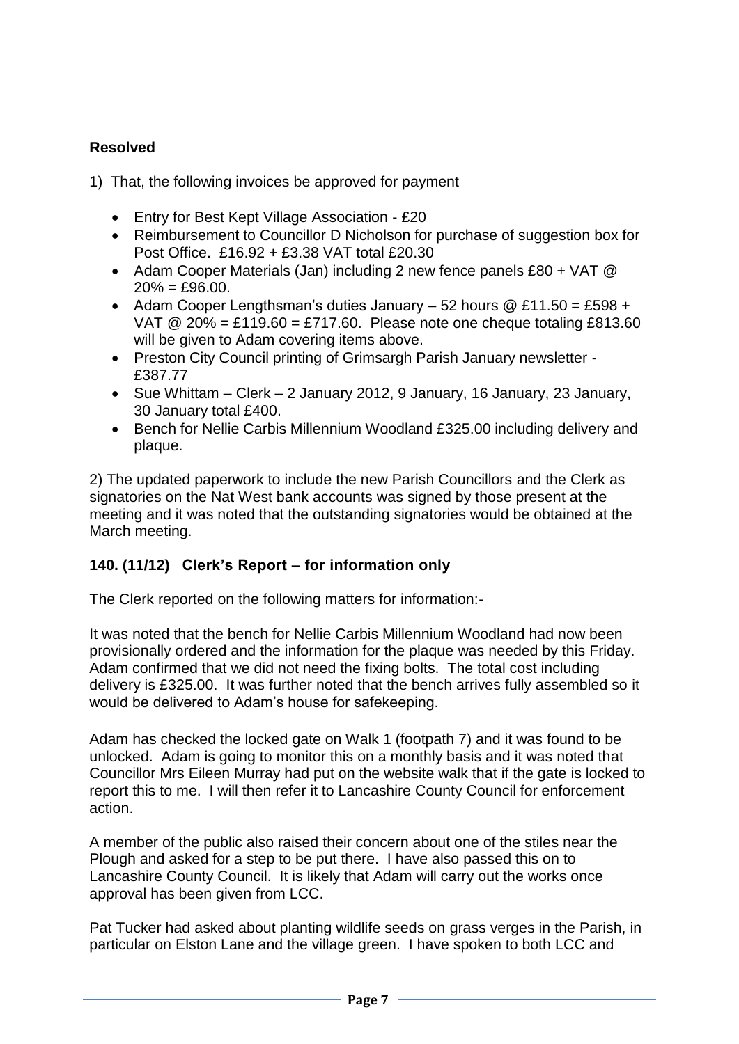**Resolved**

1) That, the following invoices be approved for payment

- Entry for Best Kept Village Association - £20
- Reimbursement to Councillor D Nicholson for purchase of suggestion box for Post Office. £16.92 + £3.38 VAT total £20.30
- Adam Cooper Materials (Jan) including 2 new fence panels £80 + VAT @ 20% = £96.00.
- Adam Cooper Lengthsman's duties January – 52 hours @ £11.50 = £598 + VAT @ 20% = £119.60 = £717.60. Please note one cheque totaling £813.60 will be given to Adam covering items above.
- Preston City Council printing of Grimsargh Parish January newsletter - £387.77
- Sue Whittam – Clerk – 2 January 2012, 9 January, 16 January, 23 January, 30 January total £400.
- Bench for Nellie Carbis Millennium Woodland £325.00 including delivery and plaque.

2) The updated paperwork to include the new Parish Councillors and the Clerk as signatories on the Nat West bank accounts was signed by those present at the meeting and it was noted that the outstanding signatories would be obtained at the March meeting.

### 140. (11/12) Clerk's Report – for information only

The Clerk reported on the following matters for information:-

It was noted that the bench for Nellie Carbis Millennium Woodland had now been provisionally ordered and the information for the plaque was needed by this Friday. Adam confirmed that we did not need the fixing bolts. The total cost including delivery is £325.00. It was further noted that the bench arrives fully assembled so it would be delivered to Adam's house for safekeeping.

Adam has checked the locked gate on Walk 1 (footpath 7) and it was found to be unlocked. Adam is going to monitor this on a monthly basis and it was noted that Councillor Mrs Eileen Murray had put on the website walk that if the gate is locked to report this to me. I will then refer it to Lancashire County Council for enforcement action.

A member of the public also raised their concern about one of the stiles near the Plough and asked for a step to be put there. I have also passed this on to Lancashire County Council. It is likely that Adam will carry out the works once approval has been given from LCC.

Pat Tucker had asked about planting wildlife seeds on grass verges in the Parish, in particular on Elston Lane and the village green. I have spoken to both LCC and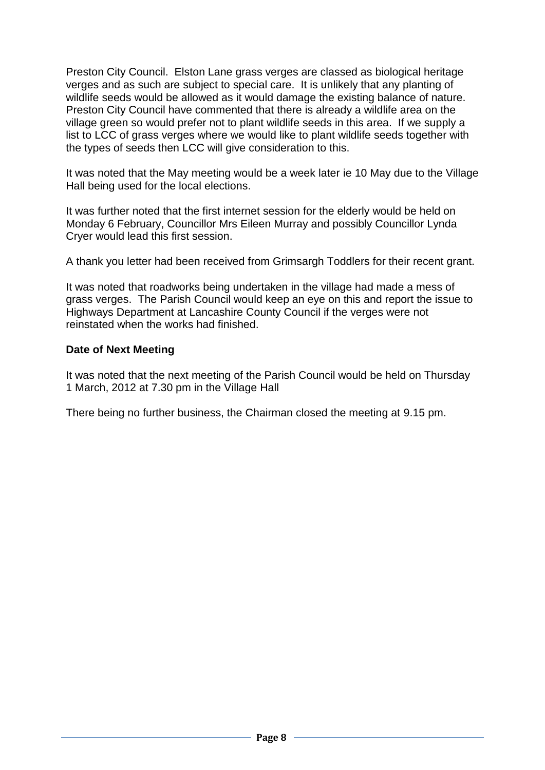Preston City Council. Elston Lane grass verges are classed as biological heritage verges and as such are subject to special care. It is unlikely that any planting of wildlife seeds would be allowed as it would damage the existing balance of nature. Preston City Council have commented that there is already a wildlife area on the village green so would prefer not to plant wildlife seeds in this area. If we supply a list to LCC of grass verges where we would like to plant wildlife seeds together with the types of seeds then LCC will give consideration to this.

It was noted that the May meeting would be a week later ie 10 May due to the Village Hall being used for the local elections.

It was further noted that the first internet session for the elderly would be held on Monday 6 February, Councillor Mrs Eileen Murray and possibly Councillor Lynda Cryer would lead this first session.

A thank you letter had been received from Grimsargh Toddlers for their recent grant.

It was noted that roadworks being undertaken in the village had made a mess of grass verges. The Parish Council would keep an eye on this and report the issue to Highways Department at Lancashire County Council if the verges were not reinstated when the works had finished.

**Date of Next Meeting**

It was noted that the next meeting of the Parish Council would be held on Thursday 1 March, 2012 at 7.30 pm in the Village Hall

There being no further business, the Chairman closed the meeting at 9.15 pm.